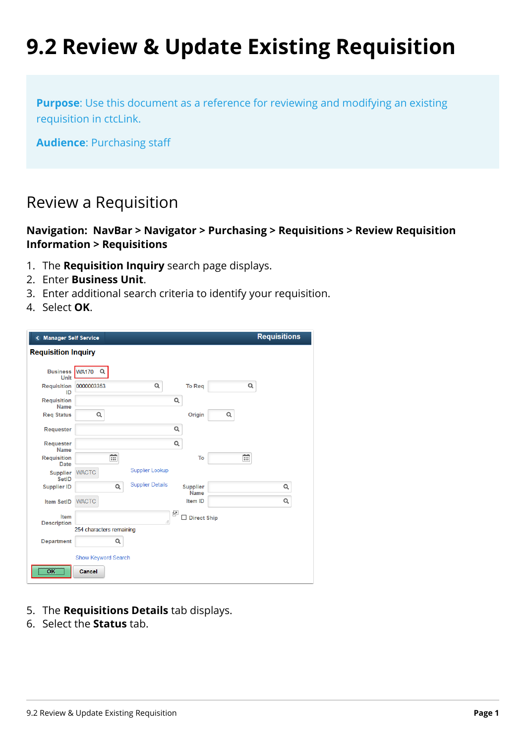# 9.2 Review & Update Existing Requisition

**Purpose**: Use this document as a reference for reviewing and modifying an existing requisition in ctcLink.

**Audience**: Purchasing staff

## Review a Requisition

**Navigation: NavBar > Navigator > Purchasing > Requisitions > Review Requisition Information > Requisitions**

1. The **Requisition Inquiry** search page displays.
2. Enter **Business Unit**.
3. Enter additional search criteria to identify your requisition.
4. Select **OK**.

5. The **Requisitions Details** tab displays.
6. Select the **Status** tab.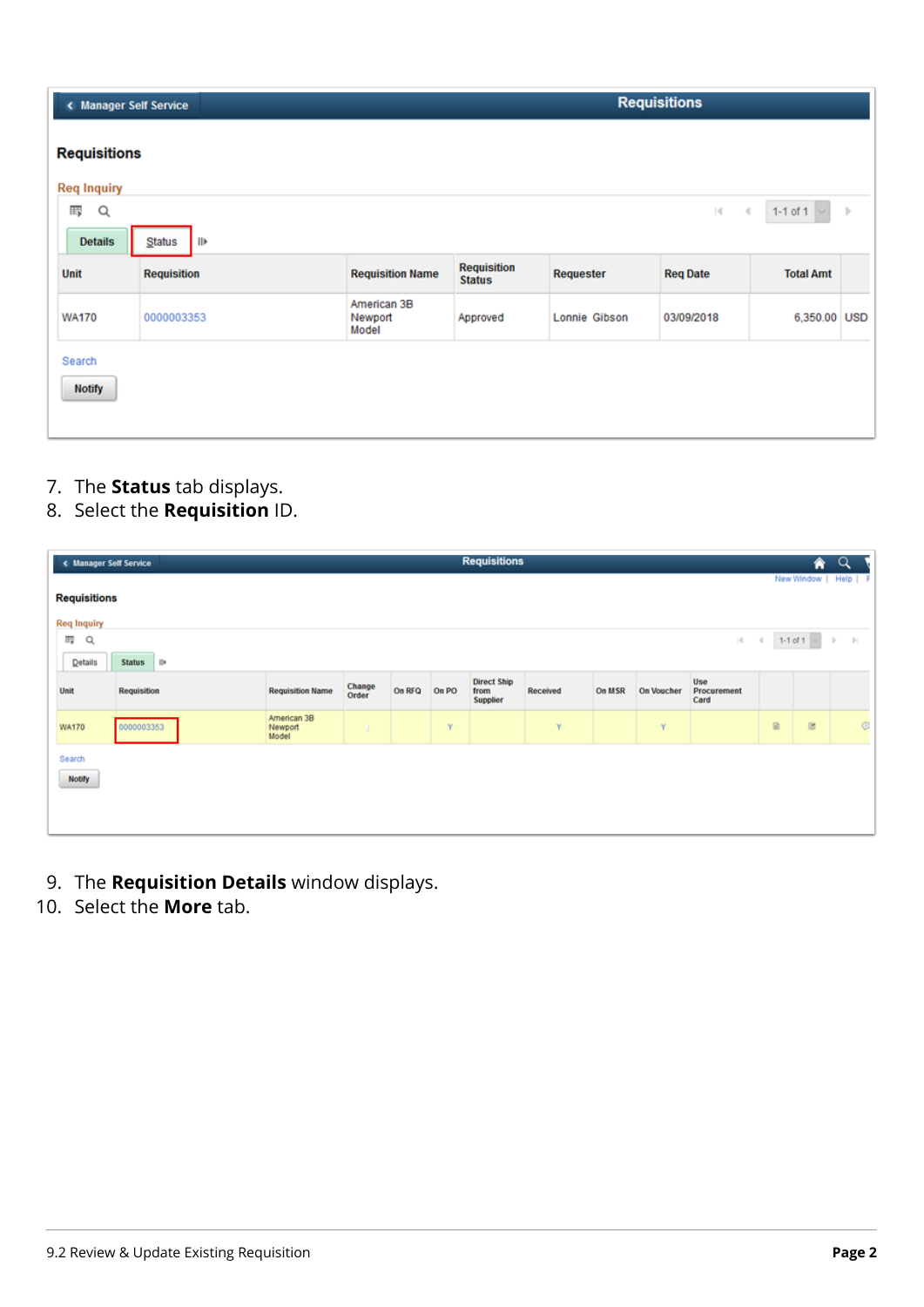7. The **Status** tab displays.
8. Select the **Requisition** ID.

9. The **Requisition Details** window displays.
10. Select the **More** tab.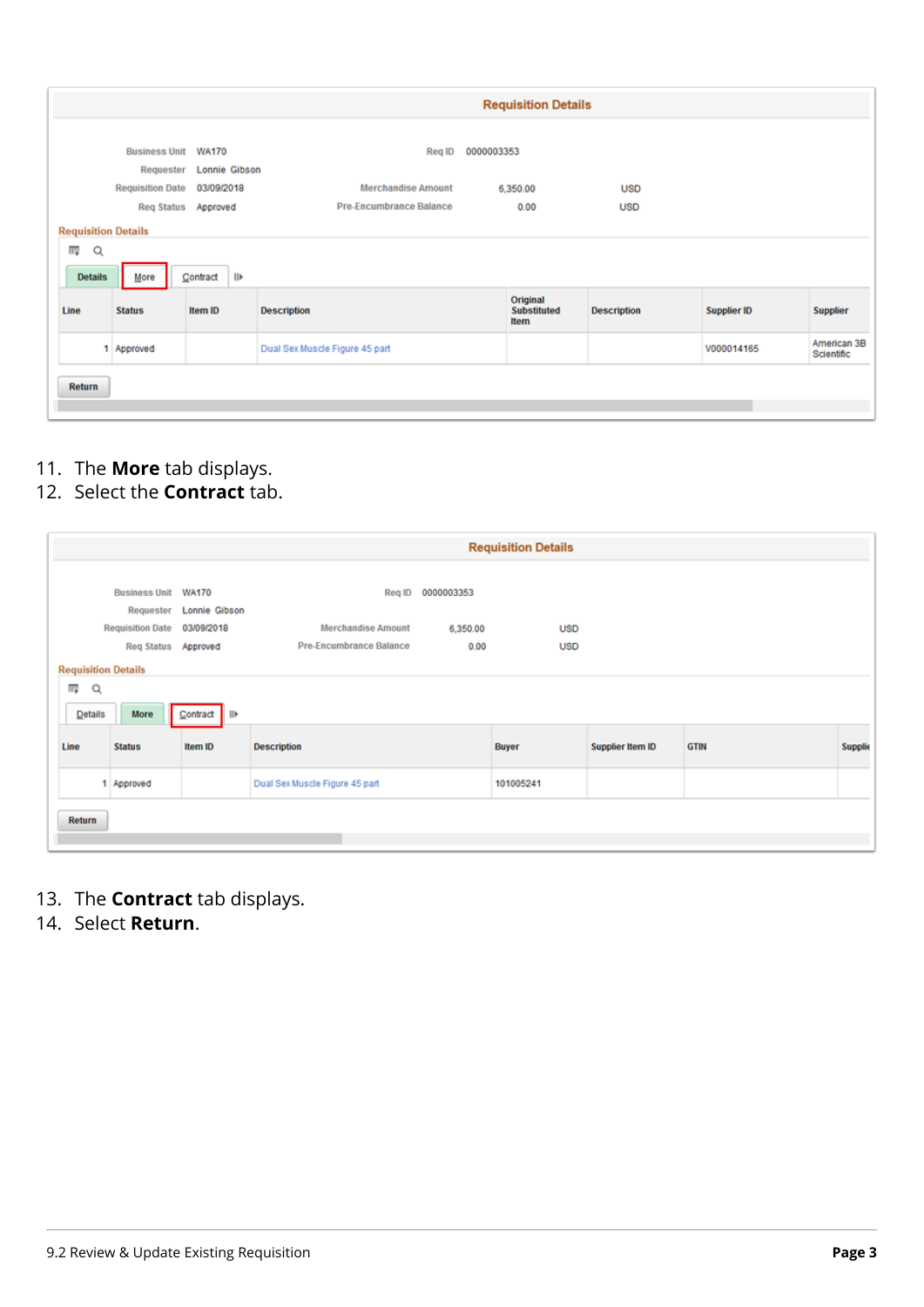**Requisition Details**

| | | | | | |
|---|---|---|---|---|---|
| Business Unit | WA170 | Req ID | 0000003353 | | |
| Requester | Lonnie Gibson | | | | |
| Requisition Date | 03/09/2018 | Merchandise Amount | 6,350.00 | USD | |
| Req Status | Approved | Pre-Encumbrance Balance | 0.00 | USD | |

**Requisition Details**

Details | More | Contract

| Line | Status | Item ID | Description | Original Substituted Item | Description | Supplier ID | Supplier |
|---|---|---|---|---|---|---|---|
| 1 | Approved | | Dual Sex Muscle Figure 45 part | | | V000014165 | American 3B Scientific |

Return

11. The **More** tab displays.
12. Select the **Contract** tab.

**Requisition Details**

| | | | | | |
|---|---|---|---|---|---|
| Business Unit | WA170 | Req ID | 0000003353 | | |
| Requester | Lonnie Gibson | | | | |
| Requisition Date | 03/09/2018 | Merchandise Amount | 6,350.00 | USD | |
| Req Status | Approved | Pre-Encumbrance Balance | 0.00 | USD | |

**Requisition Details**

Details | More | Contract

| Line | Status | Item ID | Description | Buyer | Supplier Item ID | GTIN | Supplie |
|---|---|---|---|---|---|---|---|
| 1 | Approved | | Dual Sex Muscle Figure 45 part | 101005241 | | | |

Return

13. The **Contract** tab displays.
14. Select **Return**.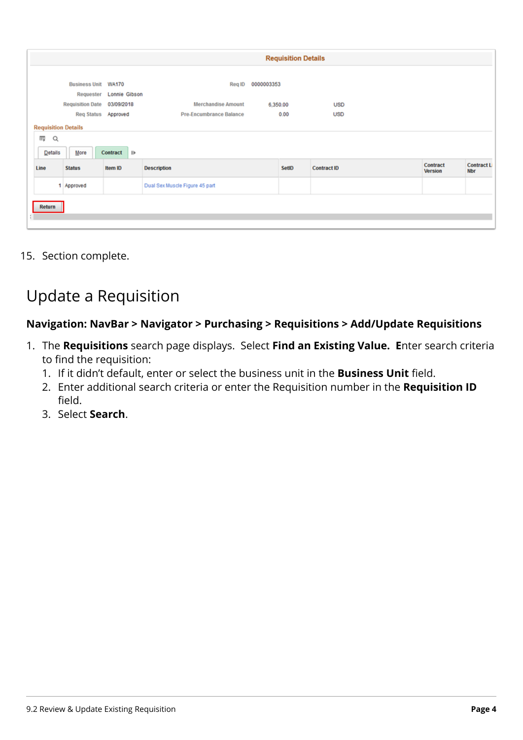| Requisition Details | | | | | | | |
|---|---|---|---|---|---|---|---|

15. Section complete.

## Update a Requisition

**Navigation: NavBar > Navigator > Purchasing > Requisitions > Add/Update Requisitions**

1. The **Requisitions** search page displays. Select **Find an Existing Value.** **E**nter search criteria to find the requisition:
   1. If it didn't default, enter or select the business unit in the **Business Unit** field.
   2. Enter additional search criteria or enter the Requisition number in the **Requisition ID** field.
   3. Select **Search**.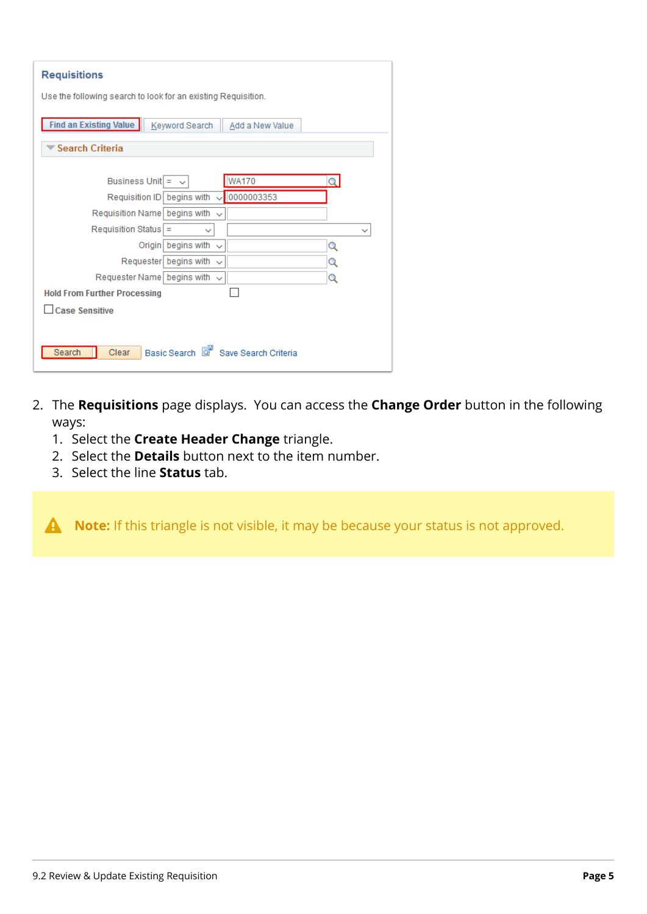2. The **Requisitions** page displays. You can access the **Change Order** button in the following ways:
   1. Select the **Create Header Change** triangle.
   2. Select the **Details** button next to the item number.
   3. Select the line **Status** tab.

> **Note:** If this triangle is not visible, it may be because your status is not approved.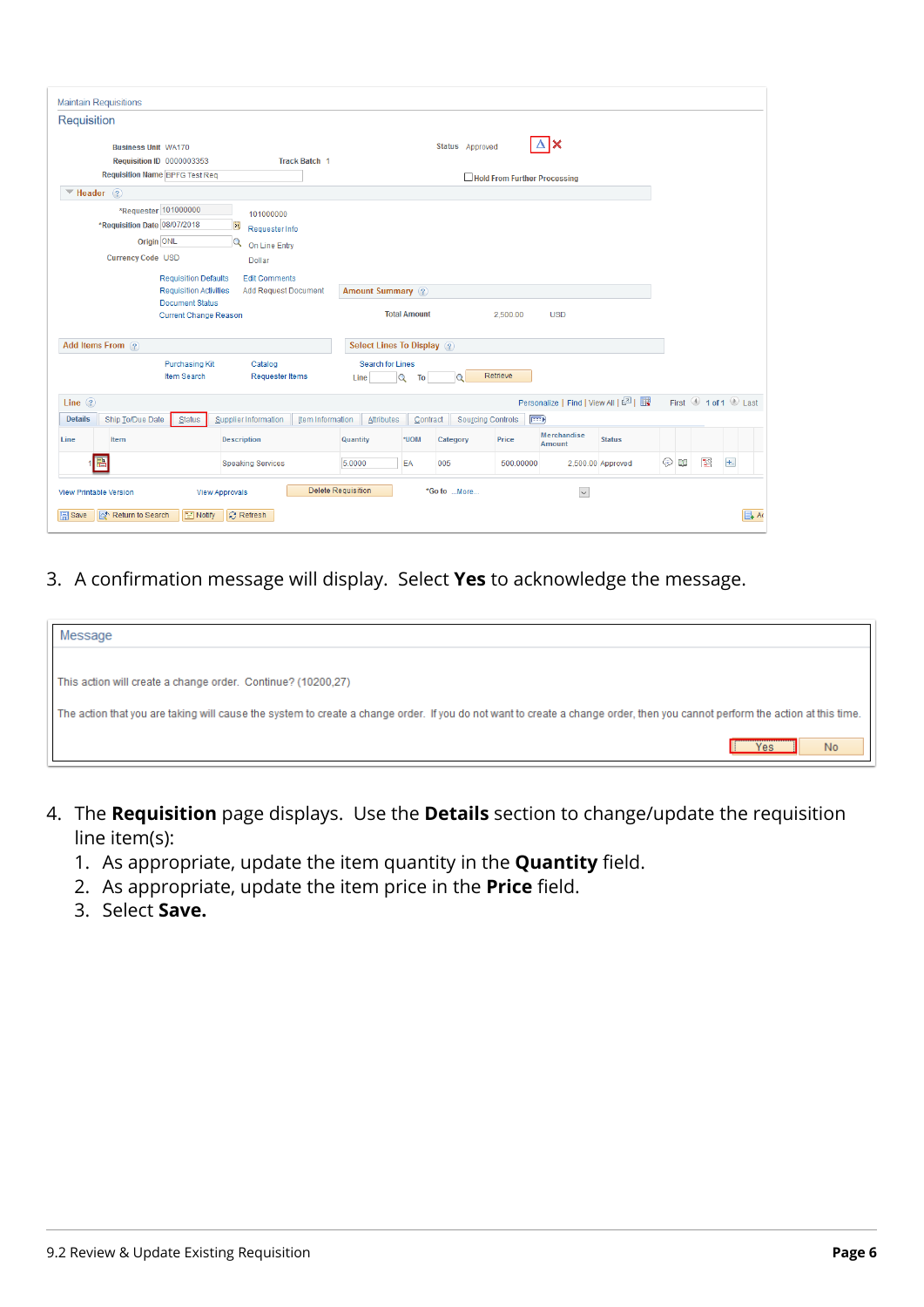Maintain Requisitions

Requisition

Business Unit WA170 | Status Approved

Requisition ID 0000003353 | Track Batch 1

Requisition Name BPFG Test Req | Hold From Further Processing

Header

*Requester 101000000 101000000

*Requisition Date 08/07/2018 Requester Info

Origin ONL On Line Entry

Currency Code USD Dollar

Requisition Defaults | Edit Comments

Requisition Activities | Add Request Document

Document Status

Current Change Reason

Amount Summary

Total Amount 2,500.00 USD

Add Items From

Purchasing Kit | Catalog

Item Search | Requester Items

Select Lines To Display

Search for Lines

Line | To | Retrieve

Line | Personalize | Find | View All | First 1 of 1 Last

Details | Ship To/Due Date | Status | Supplier Information | Item Information | Attributes | Contract | Sourcing Controls

| Line | Item | Description | Quantity | *UOM | Category | Price | Merchandise Amount | Status |
|---|---|---|---|---|---|---|---|---|
| 1 | | Speaking Services | 5.0000 | EA | 005 | 500.00000 | 2,500.00 | Approved |

View Printable Version | View Approvals | Delete Requisition | *Go to ...More...

Save | Return to Search | Notify | Refresh

3. A confirmation message will display. Select **Yes** to acknowledge the message.

Message

This action will create a change order. Continue? (10200,27)

The action that you are taking will cause the system to create a change order. If you do not want to create a change order, then you cannot perform the action at this time.

Yes | No

4. The **Requisition** page displays. Use the **Details** section to change/update the requisition line item(s):
   1. As appropriate, update the item quantity in the **Quantity** field.
   2. As appropriate, update the item price in the **Price** field.
   3. Select **Save.**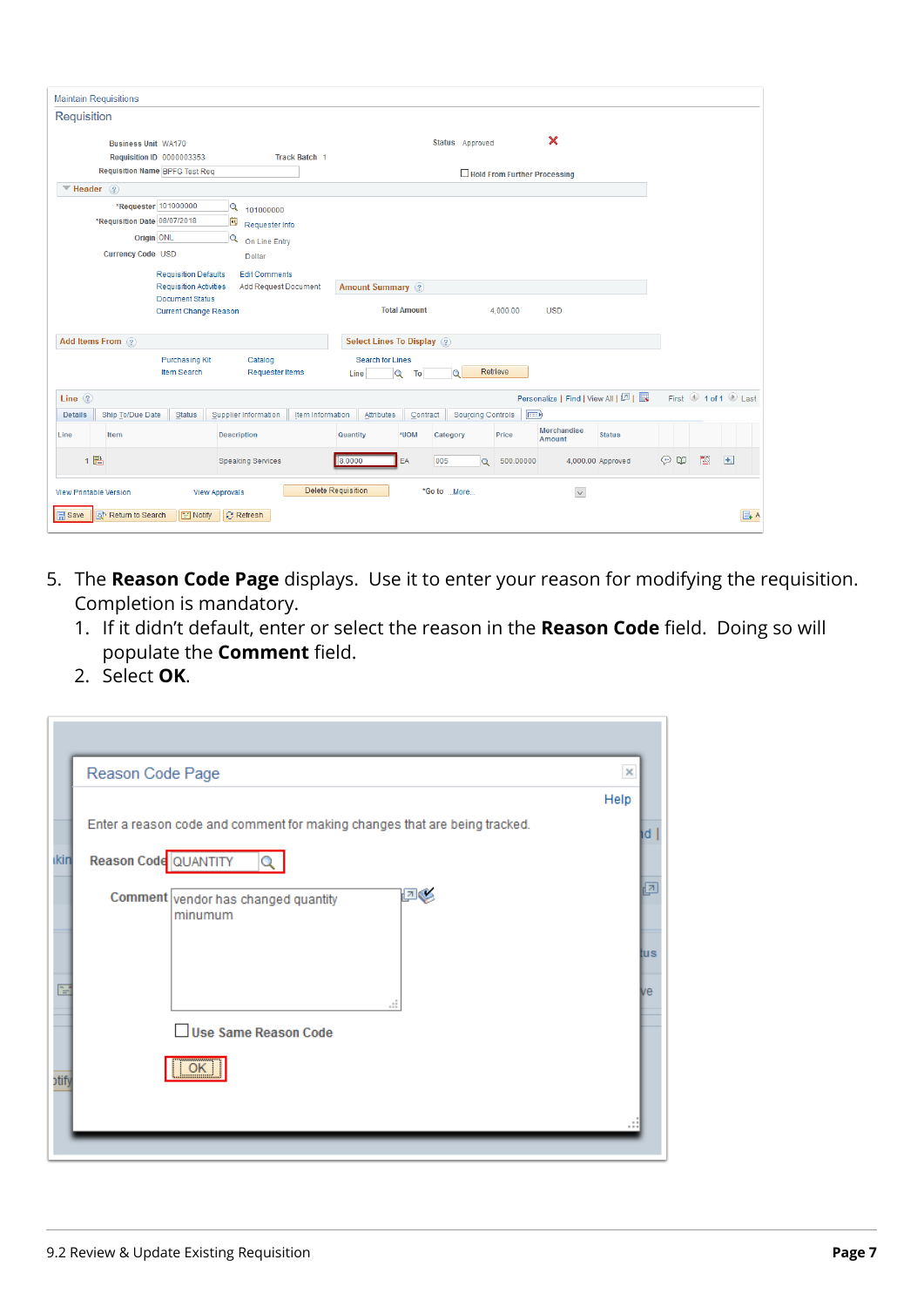5. The **Reason Code Page** displays.  Use it to enter your reason for modifying the requisition. Completion is mandatory.
    1. If it didn't default, enter or select the reason in the **Reason Code** field.  Doing so will populate the **Comment** field.
    2. Select **OK**.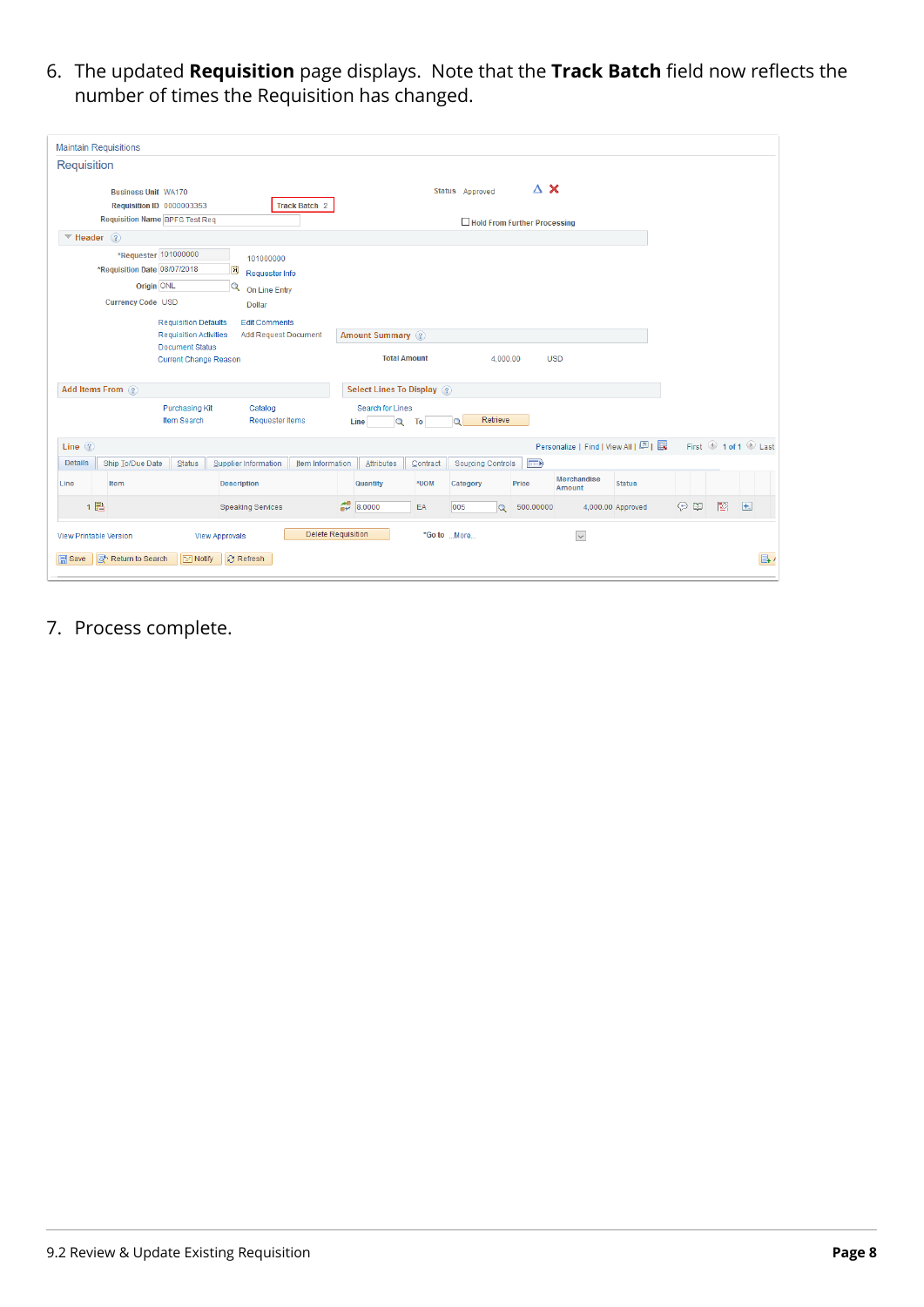6. The updated **Requisition** page displays.  Note that the **Track Batch** field now reflects the number of times the Requisition has changed.

Maintain Requisitions

Requisition

Business Unit WA170

Requisition ID 0000003353

Requisition Name BPFG Test Req

Track Batch 2

Status Approved

Hold From Further Processing

Header

*Requester 101000000 — 101000000

*Requisition Date 08/07/2018

Requester Info

Origin ONL — On Line Entry

Currency Code USD — Dollar

Requisition Defaults | Edit Comments

Requisition Activities | Add Request Document

Document Status

Current Change Reason

Amount Summary

Total Amount 4,000.00 USD

Add Items From

Purchasing Kit | Catalog

Item Search | Requester Items

Select Lines To Display

Search for Lines

Line | To | Retrieve

Line

Personalize | Find | View All | First 1 of 1 Last

Details | Ship To/Due Date | Status | Supplier Information | Item Information | Attributes | Contract | Sourcing Controls

| Line | Item | Description | Quantity | *UOM | Category | Price | Merchandise Amount | Status |
|---|---|---|---|---|---|---|---|---|
| 1 | | Speaking Services | 8.0000 | EA | 005 | 500.00000 | 4,000.00 | Approved |

View Printable Version | View Approvals | Delete Requisition | *Go to ...More...

Save | Return to Search | Notify | Refresh

7. Process complete.

9.2 Review & Update Existing Requisition